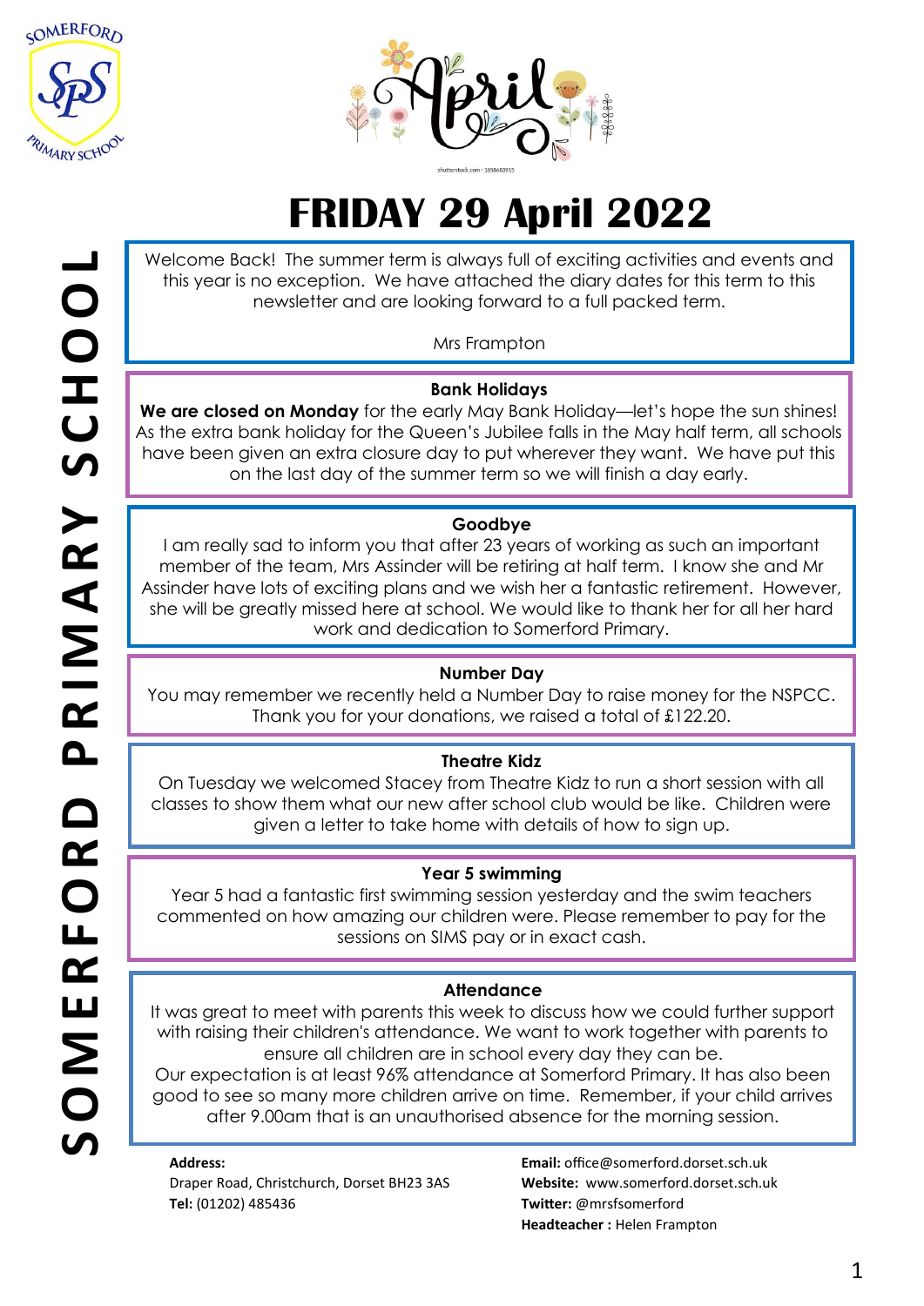# FRIDAY 29 April 2022

Welcome Back! The summer term is always full of exciting activities and events and this year is no exception. We have attached the diary dates for this term to this newsletter and are looking forward to a full packed term.

Mrs Frampton

## Bank Holidays

**We are closed on Monday** for the early May Bank Holiday—let's hope the sun shines! As the extra bank holiday for the Queen's Jubilee falls in the May half term, all schools have been given an extra closure day to put wherever they want. We have put this on the last day of the summer term so we will finish a day early.

## Goodbye

I am really sad to inform you that after 23 years of working as such an important member of the team, Mrs Assinder will be retiring at half term. I know she and Mr Assinder have lots of exciting plans and we wish her a fantastic retirement. However, she will be greatly missed here at school. We would like to thank her for all her hard work and dedication to Somerford Primary.

## Number Day

You may remember we recently held a Number Day to raise money for the NSPCC. Thank you for your donations, we raised a total of £122.20.

## Theatre Kidz

On Tuesday we welcomed Stacey from Theatre Kidz to run a short session with all classes to show them what our new after school club would be like. Children were given a letter to take home with details of how to sign up.

## Year 5 swimming

Year 5 had a fantastic first swimming session yesterday and the swim teachers commented on how amazing our children were. Please remember to pay for the sessions on SIMS pay or in exact cash.

## Attendance

It was great to meet with parents this week to discuss how we could further support with raising their children's attendance. We want to work together with parents to ensure all children are in school every day they can be.

Our expectation is at least 96% attendance at Somerford Primary. It has also been good to see so many more children arrive on time. Remember, if your child arrives after 9.00am that is an unauthorised absence for the morning session.

**Address:**
Draper Road, Christchurch, Dorset BH23 3AS
**Tel:** (01202) 485436

**Email:** office@somerford.dorset.sch.uk
**Website:** www.somerford.dorset.sch.uk
**Twitter:** @mrsfsomerford
**Headteacher :** Helen Frampton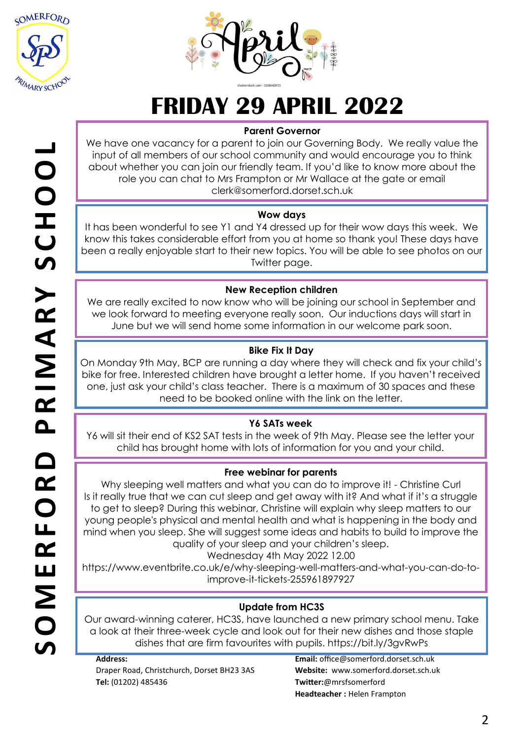# FRIDAY 29 APRIL 2022

### Parent Governor

We have one vacancy for a parent to join our Governing Body. We really value the input of all members of our school community and would encourage you to think about whether you can join our friendly team. If you'd like to know more about the role you can chat to Mrs Frampton or Mr Wallace at the gate or email clerk@somerford.dorset.sch.uk

### Wow days

It has been wonderful to see Y1 and Y4 dressed up for their wow days this week. We know this takes considerable effort from you at home so thank you! These days have been a really enjoyable start to their new topics. You will be able to see photos on our Twitter page.

### New Reception children

We are really excited to now know who will be joining our school in September and we look forward to meeting everyone really soon. Our inductions days will start in June but we will send home some information in our welcome park soon.

### Bike Fix It Day

On Monday 9th May, BCP are running a day where they will check and fix your child's bike for free. Interested children have brought a letter home. If you haven't received one, just ask your child's class teacher. There is a maximum of 30 spaces and these need to be booked online with the link on the letter.

### Y6 SATs week

Y6 will sit their end of KS2 SAT tests in the week of 9th May. Please see the letter your child has brought home with lots of information for you and your child.

### Free webinar for parents

Why sleeping well matters and what you can do to improve it! - Christine Curl
Is it really true that we can cut sleep and get away with it? And what if it's a struggle to get to sleep? During this webinar, Christine will explain why sleep matters to our young people's physical and mental health and what is happening in the body and mind when you sleep. She will suggest some ideas and habits to build to improve the quality of your sleep and your children's sleep.
Wednesday 4th May 2022 12.00
https://www.eventbrite.co.uk/e/why-sleeping-well-matters-and-what-you-can-do-to-improve-it-tickets-255961897927

### Update from HC3S

Our award-winning caterer, HC3S, have launched a new primary school menu. Take a look at their three-week cycle and look out for their new dishes and those staple dishes that are firm favourites with pupils. https://bit.ly/3gvRwPs

**Address:**
Draper Road, Christchurch, Dorset BH23 3AS
**Tel:** (01202) 485436

**Email:** office@somerford.dorset.sch.uk
**Website:** www.somerford.dorset.sch.uk
**Twitter:**@mrsfsomerford
**Headteacher :** Helen Frampton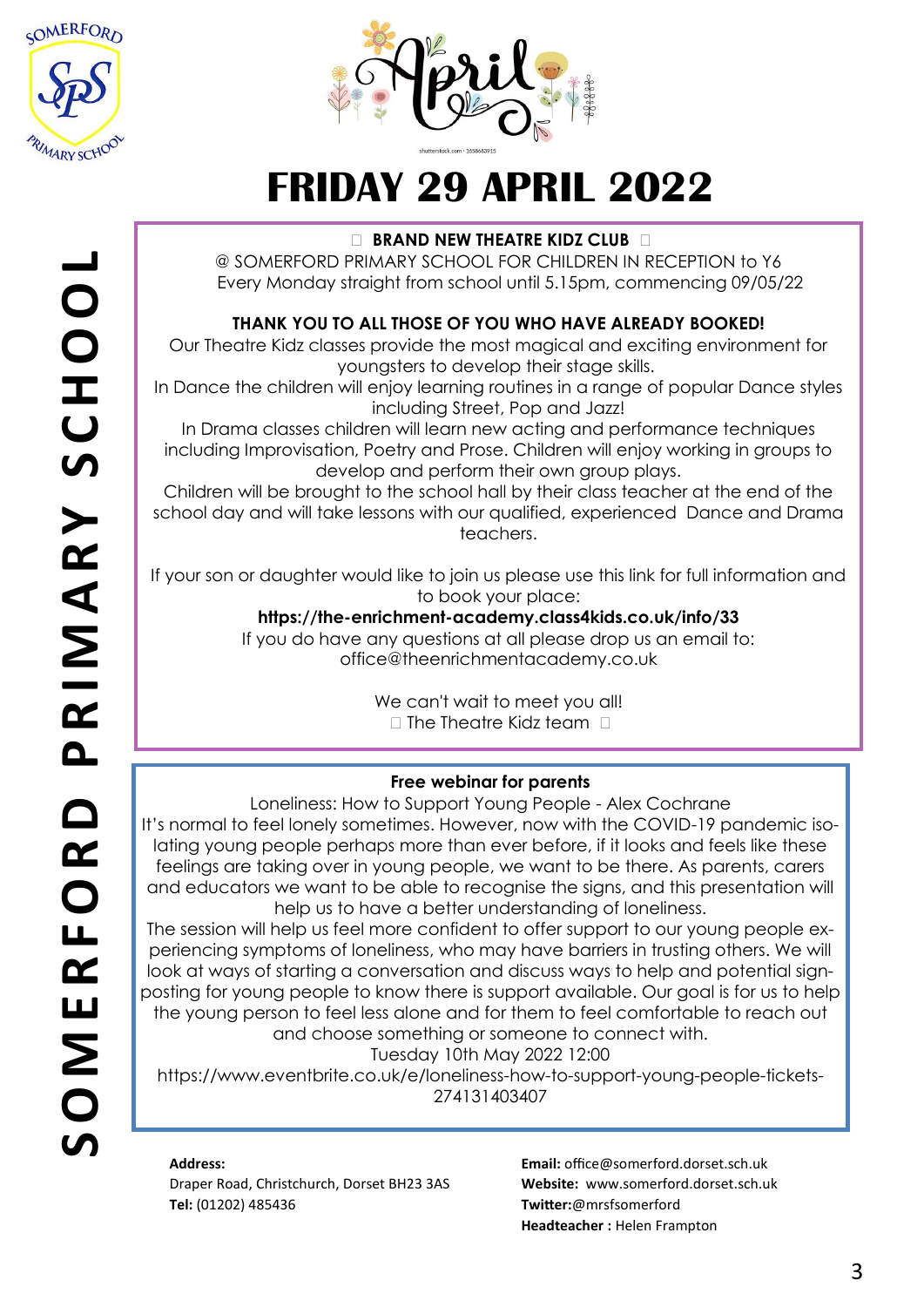# FRIDAY 29 APRIL 2022

**BRAND NEW THEATRE KIDZ CLUB**

@ SOMERFORD PRIMARY SCHOOL FOR CHILDREN IN RECEPTION to Y6
Every Monday straight from school until 5.15pm, commencing 09/05/22

**THANK YOU TO ALL THOSE OF YOU WHO HAVE ALREADY BOOKED!**

Our Theatre Kidz classes provide the most magical and exciting environment for youngsters to develop their stage skills.

In Dance the children will enjoy learning routines in a range of popular Dance styles including Street, Pop and Jazz!

In Drama classes children will learn new acting and performance techniques including Improvisation, Poetry and Prose. Children will enjoy working in groups to develop and perform their own group plays.

Children will be brought to the school hall by their class teacher at the end of the school day and will take lessons with our qualified, experienced Dance and Drama teachers.

If your son or daughter would like to join us please use this link for full information and to book your place:

**https://the-enrichment-academy.class4kids.co.uk/info/33**

If you do have any questions at all please drop us an email to: office@theenrichmentacademy.co.uk

We can't wait to meet you all!

The Theatre Kidz team

---

**Free webinar for parents**

Loneliness: How to Support Young People - Alex Cochrane

It's normal to feel lonely sometimes. However, now with the COVID-19 pandemic isolating young people perhaps more than ever before, if it looks and feels like these feelings are taking over in young people, we want to be there. As parents, carers and educators we want to be able to recognise the signs, and this presentation will help us to have a better understanding of loneliness.

The session will help us feel more confident to offer support to our young people experiencing symptoms of loneliness, who may have barriers in trusting others. We will look at ways of starting a conversation and discuss ways to help and potential signposting for young people to know there is support available. Our goal is for us to help the young person to feel less alone and for them to feel comfortable to reach out and choose something or someone to connect with.

Tuesday 10th May 2022 12:00

https://www.eventbrite.co.uk/e/loneliness-how-to-support-young-people-tickets-274131403407

---

**Address:**
Draper Road, Christchurch, Dorset BH23 3AS
**Tel:** (01202) 485436

**Email:** office@somerford.dorset.sch.uk
**Website:** www.somerford.dorset.sch.uk
**Twitter:**@mrsfsomerford
**Headteacher :** Helen Frampton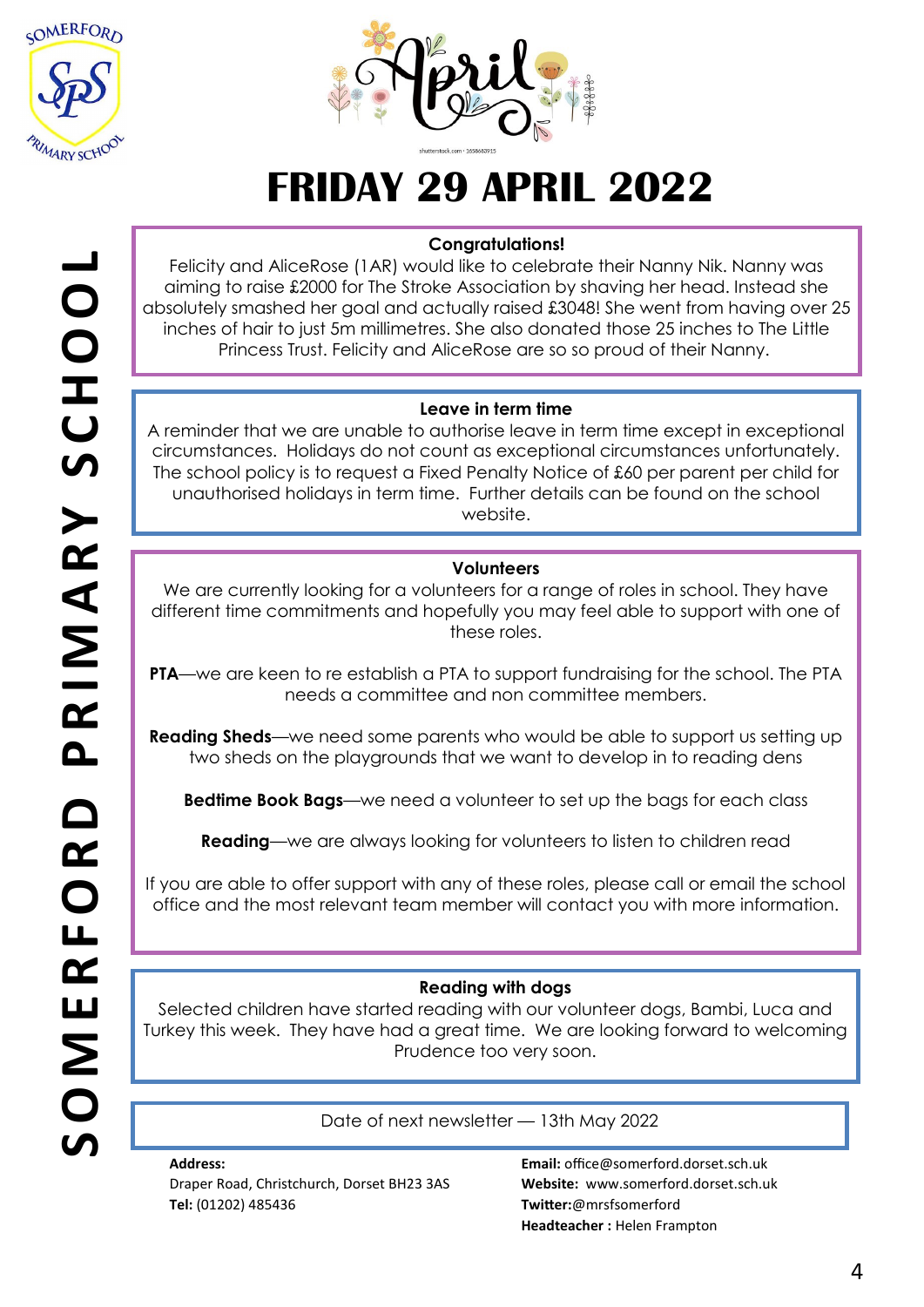SOMERFORD PRIMARY SCHOOL

April

# FRIDAY 29 APRIL 2022

### Congratulations!

Felicity and AliceRose (1AR) would like to celebrate their Nanny Nik. Nanny was aiming to raise £2000 for The Stroke Association by shaving her head. Instead she absolutely smashed her goal and actually raised £3048! She went from having over 25 inches of hair to just 5m millimetres. She also donated those 25 inches to The Little Princess Trust. Felicity and AliceRose are so so proud of their Nanny.

### Leave in term time

A reminder that we are unable to authorise leave in term time except in exceptional circumstances. Holidays do not count as exceptional circumstances unfortunately. The school policy is to request a Fixed Penalty Notice of £60 per parent per child for unauthorised holidays in term time. Further details can be found on the school website.

### Volunteers

We are currently looking for a volunteers for a range of roles in school. They have different time commitments and hopefully you may feel able to support with one of these roles.

**PTA**—we are keen to re establish a PTA to support fundraising for the school. The PTA needs a committee and non committee members.

**Reading Sheds**—we need some parents who would be able to support us setting up two sheds on the playgrounds that we want to develop in to reading dens

**Bedtime Book Bags**—we need a volunteer to set up the bags for each class

**Reading**—we are always looking for volunteers to listen to children read

If you are able to offer support with any of these roles, please call or email the school office and the most relevant team member will contact you with more information.

### Reading with dogs

Selected children have started reading with our volunteer dogs, Bambi, Luca and Turkey this week. They have had a great time. We are looking forward to welcoming Prudence too very soon.

Date of next newsletter — 13th May 2022

**Address:**
Draper Road, Christchurch, Dorset BH23 3AS
**Tel:** (01202) 485436

**Email:** office@somerford.dorset.sch.uk
**Website:** www.somerford.dorset.sch.uk
**Twitter:**@mrsfsomerford
**Headteacher :** Helen Frampton